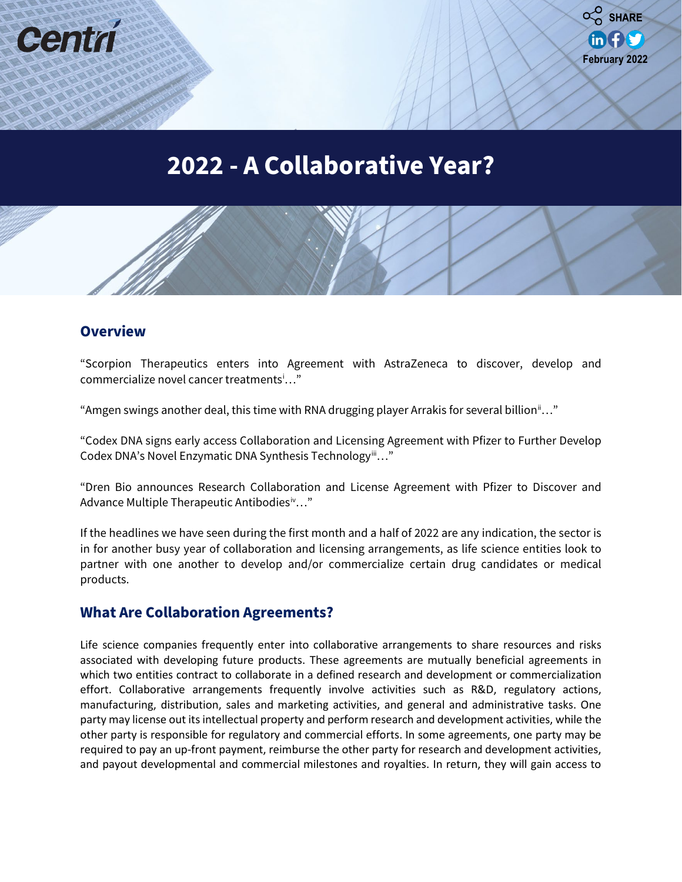# 2022 - A Collaborative Year?

February 2022

## Overview

"Scorpion Therapeutics enters into Agreement with AstraZeneca to discover, develop and commercialize novel cancer treatments[i]…"

"Amgen swings another deal, this time with RNA drugging player Arrakis for several billion[ii]…"

"Codex DNA signs early access Collaboration and Licensing Agreement with Pfizer to Further Develop Codex DNA's Novel Enzymatic DNA Synthesis Technology[iii]…"

"Dren Bio announces Research Collaboration and License Agreement with Pfizer to Discover and Advance Multiple Therapeutic Antibodies[iv]…"

If the headlines we have seen during the first month and a half of 2022 are any indication, the sector is in for another busy year of collaboration and licensing arrangements, as life science entities look to partner with one another to develop and/or commercialize certain drug candidates or medical products.

## What Are Collaboration Agreements?

Life science companies frequently enter into collaborative arrangements to share resources and risks associated with developing future products. These agreements are mutually beneficial agreements in which two entities contract to collaborate in a defined research and development or commercialization effort. Collaborative arrangements frequently involve activities such as R&D, regulatory actions, manufacturing, distribution, sales and marketing activities, and general and administrative tasks. One party may license out its intellectual property and perform research and development activities, while the other party is responsible for regulatory and commercial efforts. In some agreements, one party may be required to pay an up-front payment, reimburse the other party for research and development activities, and payout developmental and commercial milestones and royalties. In return, they will gain access to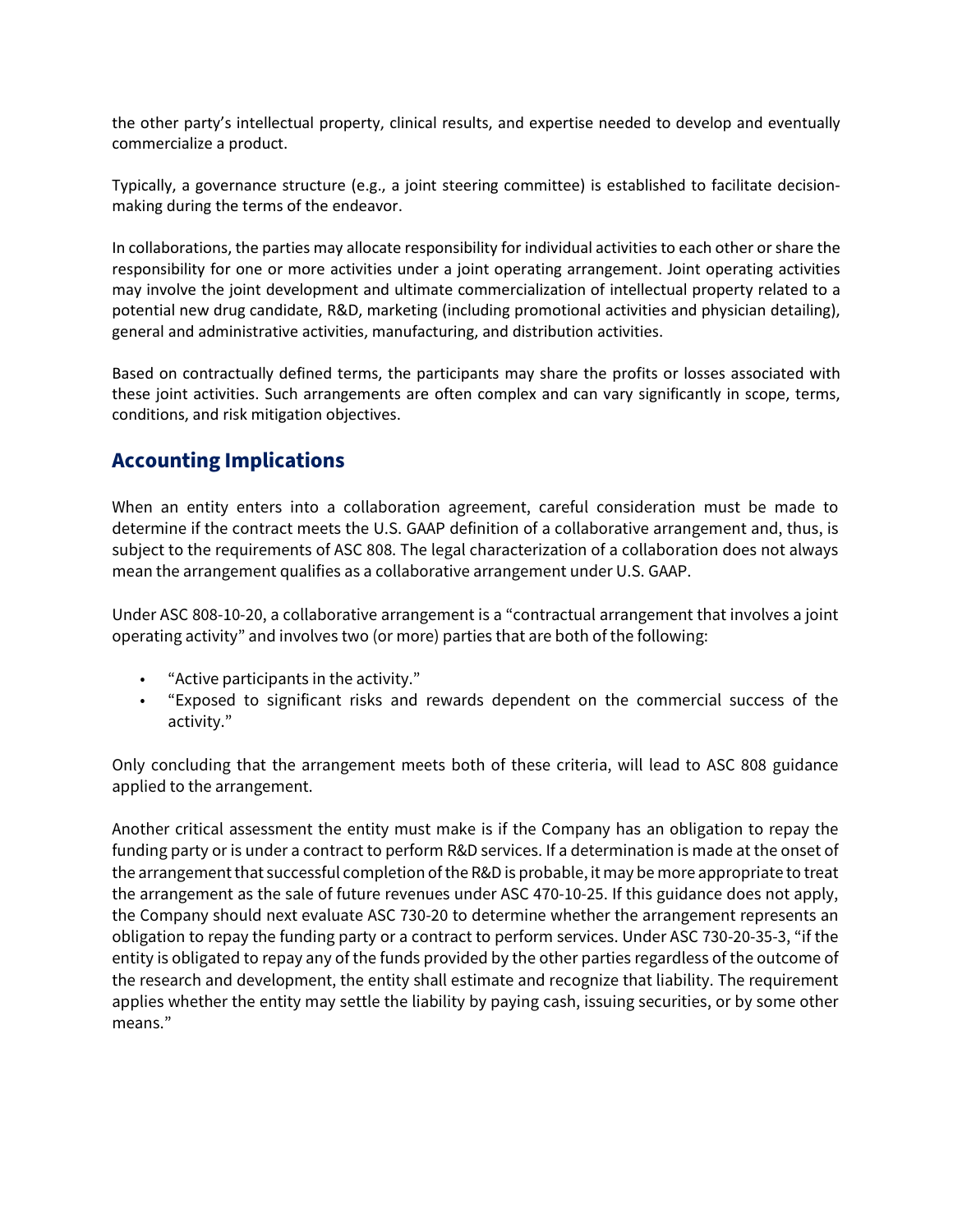the other party's intellectual property, clinical results, and expertise needed to develop and eventually commercialize a product.

Typically, a governance structure (e.g., a joint steering committee) is established to facilitate decision-making during the terms of the endeavor.

In collaborations, the parties may allocate responsibility for individual activities to each other or share the responsibility for one or more activities under a joint operating arrangement. Joint operating activities may involve the joint development and ultimate commercialization of intellectual property related to a potential new drug candidate, R&D, marketing (including promotional activities and physician detailing), general and administrative activities, manufacturing, and distribution activities.

Based on contractually defined terms, the participants may share the profits or losses associated with these joint activities. Such arrangements are often complex and can vary significantly in scope, terms, conditions, and risk mitigation objectives.

## Accounting Implications

When an entity enters into a collaboration agreement, careful consideration must be made to determine if the contract meets the U.S. GAAP definition of a collaborative arrangement and, thus, is subject to the requirements of ASC 808. The legal characterization of a collaboration does not always mean the arrangement qualifies as a collaborative arrangement under U.S. GAAP.

Under ASC 808-10-20, a collaborative arrangement is a "contractual arrangement that involves a joint operating activity" and involves two (or more) parties that are both of the following:

- "Active participants in the activity."
- "Exposed to significant risks and rewards dependent on the commercial success of the activity."

Only concluding that the arrangement meets both of these criteria, will lead to ASC 808 guidance applied to the arrangement.

Another critical assessment the entity must make is if the Company has an obligation to repay the funding party or is under a contract to perform R&D services. If a determination is made at the onset of the arrangement that successful completion of the R&D is probable, it may be more appropriate to treat the arrangement as the sale of future revenues under ASC 470-10-25. If this guidance does not apply, the Company should next evaluate ASC 730-20 to determine whether the arrangement represents an obligation to repay the funding party or a contract to perform services. Under ASC 730-20-35-3, "if the entity is obligated to repay any of the funds provided by the other parties regardless of the outcome of the research and development, the entity shall estimate and recognize that liability. The requirement applies whether the entity may settle the liability by paying cash, issuing securities, or by some other means."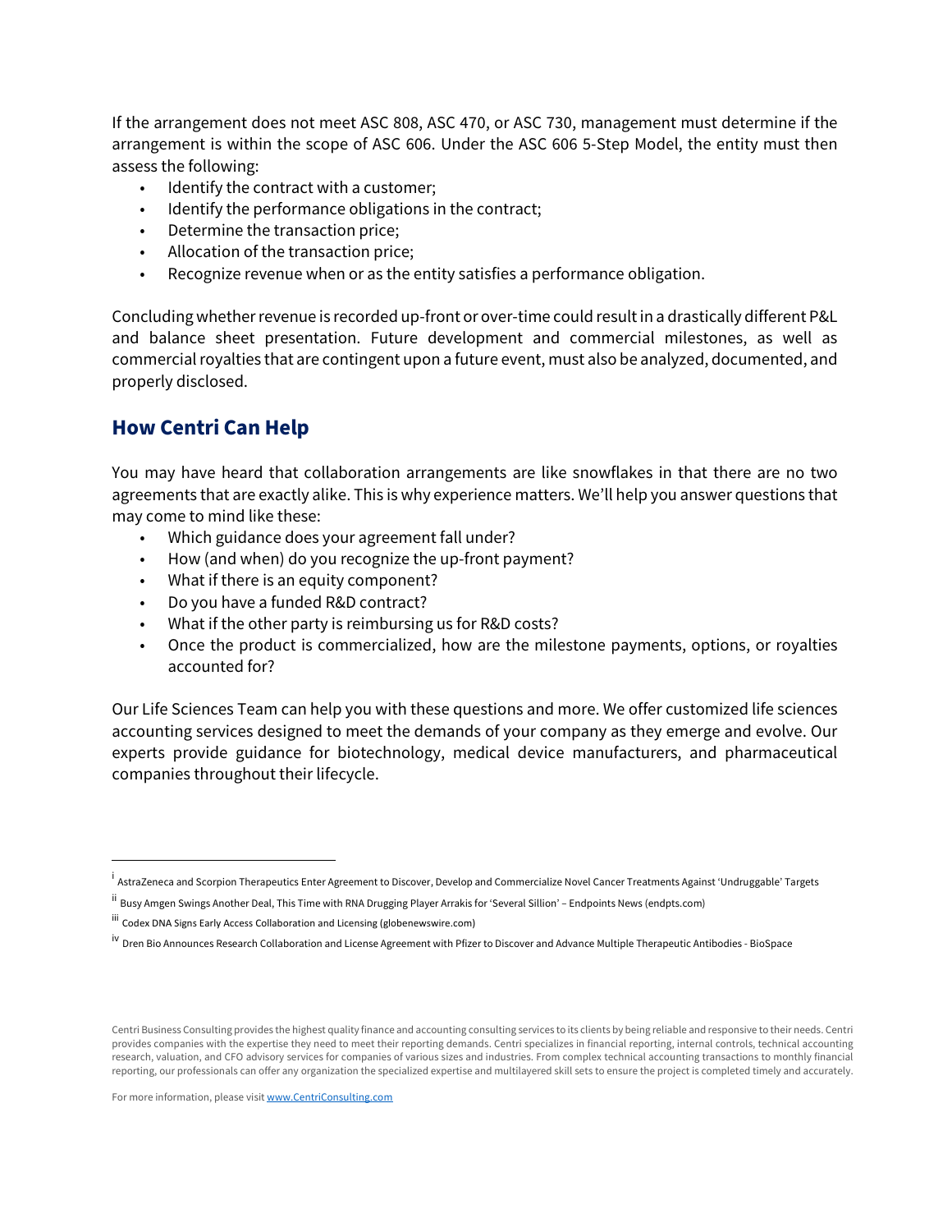If the arrangement does not meet ASC 808, ASC 470, or ASC 730, management must determine if the arrangement is within the scope of ASC 606. Under the ASC 606 5-Step Model, the entity must then assess the following:

- Identify the contract with a customer;
- Identify the performance obligations in the contract;
- Determine the transaction price;
- Allocation of the transaction price;
- Recognize revenue when or as the entity satisfies a performance obligation.

Concluding whether revenue is recorded up-front or over-time could result in a drastically different P&L and balance sheet presentation. Future development and commercial milestones, as well as commercial royalties that are contingent upon a future event, must also be analyzed, documented, and properly disclosed.

## How Centri Can Help

You may have heard that collaboration arrangements are like snowflakes in that there are no two agreements that are exactly alike. This is why experience matters. We'll help you answer questions that may come to mind like these:

- Which guidance does your agreement fall under?
- How (and when) do you recognize the up-front payment?
- What if there is an equity component?
- Do you have a funded R&D contract?
- What if the other party is reimbursing us for R&D costs?
- Once the product is commercialized, how are the milestone payments, options, or royalties accounted for?

Our Life Sciences Team can help you with these questions and more. We offer customized life sciences accounting services designed to meet the demands of your company as they emerge and evolve. Our experts provide guidance for biotechnology, medical device manufacturers, and pharmaceutical companies throughout their lifecycle.

---

[i] AstraZeneca and Scorpion Therapeutics Enter Agreement to Discover, Develop and Commercialize Novel Cancer Treatments Against 'Undruggable' Targets

[ii] Busy Amgen Swings Another Deal, This Time with RNA Drugging Player Arrakis for 'Several Sillion' – Endpoints News (endpts.com)

[iii] Codex DNA Signs Early Access Collaboration and Licensing (globenewswire.com)

[iv] Dren Bio Announces Research Collaboration and License Agreement with Pfizer to Discover and Advance Multiple Therapeutic Antibodies - BioSpace

Centri Business Consulting provides the highest quality finance and accounting consulting services to its clients by being reliable and responsive to their needs. Centri provides companies with the expertise they need to meet their reporting demands. Centri specializes in financial reporting, internal controls, technical accounting research, valuation, and CFO advisory services for companies of various sizes and industries. From complex technical accounting transactions to monthly financial reporting, our professionals can offer any organization the specialized expertise and multilayered skill sets to ensure the project is completed timely and accurately.

For more information, please visit www.CentriConsulting.com